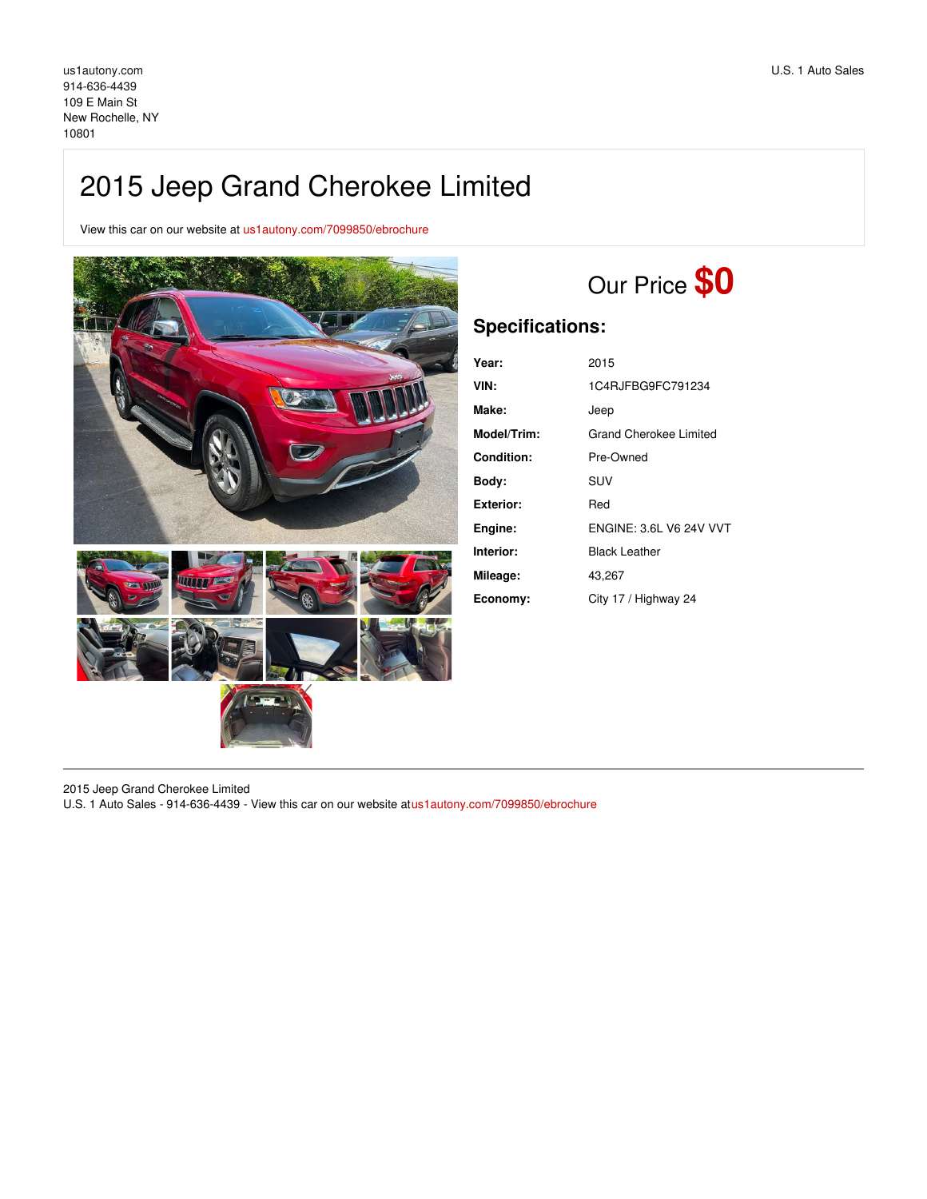us1autony.com
914-636-4439
109 E Main St
New Rochelle, NY
10801

U.S. 1 Auto Sales

# 2015 Jeep Grand Cherokee Limited

View this car on our website at us1autony.com/7099850/ebrochure

## Our Price **$0**

### Specifications:

| | |
|---|---|
| **Year:** | 2015 |
| **VIN:** | 1C4RJFBG9FC791234 |
| **Make:** | Jeep |
| **Model/Trim:** | Grand Cherokee Limited |
| **Condition:** | Pre-Owned |
| **Body:** | SUV |
| **Exterior:** | Red |
| **Engine:** | ENGINE: 3.6L V6 24V VVT |
| **Interior:** | Black Leather |
| **Mileage:** | 43,267 |
| **Economy:** | City 17 / Highway 24 |

2015 Jeep Grand Cherokee Limited
U.S. 1 Auto Sales - 914-636-4439 - View this car on our website at us1autony.com/7099850/ebrochure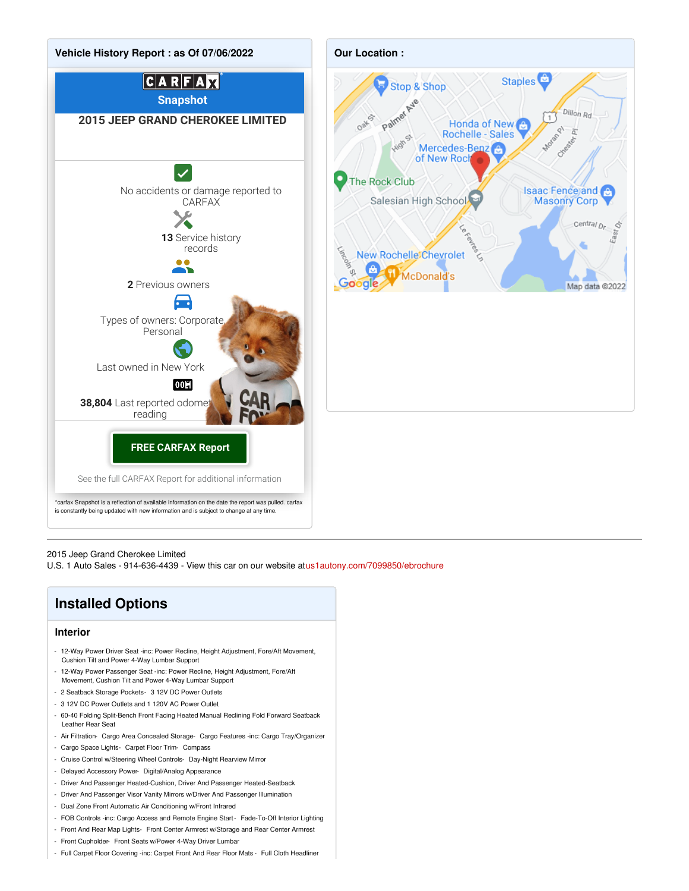## Vehicle History Report : as Of 07/06/2022

CARFAX Snapshot

**2015 JEEP GRAND CHEROKEE LIMITED**

No accidents or damage reported to CARFAX

**13** Service history records

**2** Previous owners

Types of owners: Corporate, Personal

Last owned in New York

**38,804** Last reported odometer reading

**FREE CARFAX Report**

See the full CARFAX Report for additional information

*carfax Snapshot is a reflection of available information on the date the report was pulled. carfax is constantly being updated with new information and is subject to change at any time.

## Our Location :

---

2015 Jeep Grand Cherokee Limited
U.S. 1 Auto Sales - 914-636-4439 - View this car on our website at us1autony.com/7099850/ebrochure

## Installed Options

### Interior

- 12-Way Power Driver Seat -inc: Power Recline, Height Adjustment, Fore/Aft Movement, Cushion Tilt and Power 4-Way Lumbar Support
- 12-Way Power Passenger Seat -inc: Power Recline, Height Adjustment, Fore/Aft Movement, Cushion Tilt and Power 4-Way Lumbar Support
- 2 Seatback Storage Pockets- 3 12V DC Power Outlets
- 3 12V DC Power Outlets and 1 120V AC Power Outlet
- 60-40 Folding Split-Bench Front Facing Heated Manual Reclining Fold Forward Seatback Leather Rear Seat
- Air Filtration- Cargo Area Concealed Storage- Cargo Features -inc: Cargo Tray/Organizer
- Cargo Space Lights- Carpet Floor Trim- Compass
- Cruise Control w/Steering Wheel Controls- Day-Night Rearview Mirror
- Delayed Accessory Power- Digital/Analog Appearance
- Driver And Passenger Heated-Cushion, Driver And Passenger Heated-Seatback
- Driver And Passenger Visor Vanity Mirrors w/Driver And Passenger Illumination
- Dual Zone Front Automatic Air Conditioning w/Front Infrared
- FOB Controls -inc: Cargo Access and Remote Engine Start- Fade-To-Off Interior Lighting
- Front And Rear Map Lights- Front Center Armrest w/Storage and Rear Center Armrest
- Front Cupholder- Front Seats w/Power 4-Way Driver Lumbar
- Full Carpet Floor Covering -inc: Carpet Front And Rear Floor Mats - Full Cloth Headliner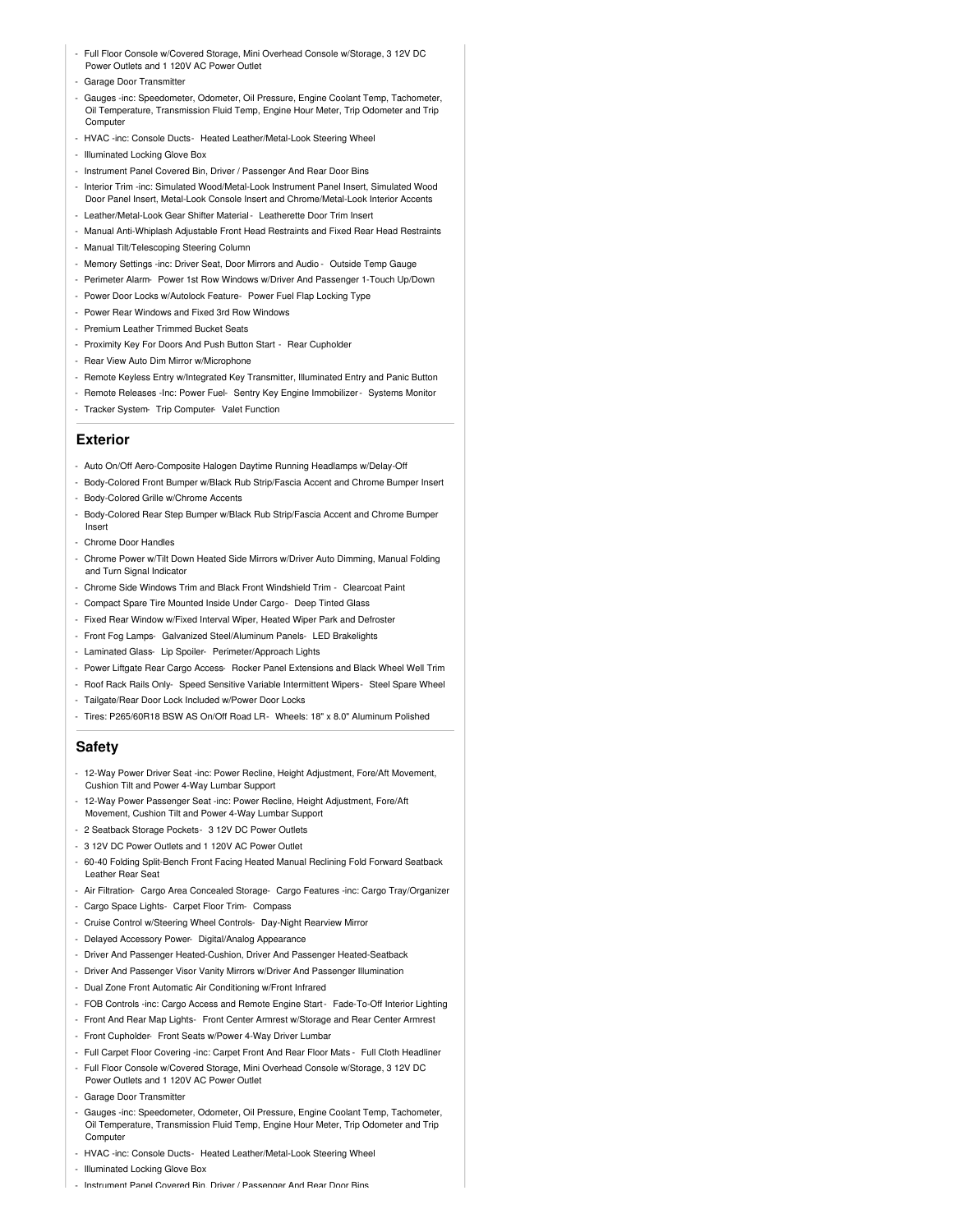- Full Floor Console w/Covered Storage, Mini Overhead Console w/Storage, 3 12V DC Power Outlets and 1 120V AC Power Outlet
- Garage Door Transmitter
- Gauges -inc: Speedometer, Odometer, Oil Pressure, Engine Coolant Temp, Tachometer, Oil Temperature, Transmission Fluid Temp, Engine Hour Meter, Trip Odometer and Trip Computer
- HVAC -inc: Console Ducts - Heated Leather/Metal-Look Steering Wheel
- Illuminated Locking Glove Box
- Instrument Panel Covered Bin, Driver / Passenger And Rear Door Bins
- Interior Trim -inc: Simulated Wood/Metal-Look Instrument Panel Insert, Simulated Wood Door Panel Insert, Metal-Look Console Insert and Chrome/Metal-Look Interior Accents
- Leather/Metal-Look Gear Shifter Material - Leatherette Door Trim Insert
- Manual Anti-Whiplash Adjustable Front Head Restraints and Fixed Rear Head Restraints
- Manual Tilt/Telescoping Steering Column
- Memory Settings -inc: Driver Seat, Door Mirrors and Audio - Outside Temp Gauge
- Perimeter Alarm - Power 1st Row Windows w/Driver And Passenger 1-Touch Up/Down
- Power Door Locks w/Autolock Feature - Power Fuel Flap Locking Type
- Power Rear Windows and Fixed 3rd Row Windows
- Premium Leather Trimmed Bucket Seats
- Proximity Key For Doors And Push Button Start - Rear Cupholder
- Rear View Auto Dim Mirror w/Microphone
- Remote Keyless Entry w/Integrated Key Transmitter, Illuminated Entry and Panic Button
- Remote Releases -Inc: Power Fuel - Sentry Key Engine Immobilizer - Systems Monitor
- Tracker System - Trip Computer - Valet Function

## Exterior

- Auto On/Off Aero-Composite Halogen Daytime Running Headlamps w/Delay-Off
- Body-Colored Front Bumper w/Black Rub Strip/Fascia Accent and Chrome Bumper Insert
- Body-Colored Grille w/Chrome Accents
- Body-Colored Rear Step Bumper w/Black Rub Strip/Fascia Accent and Chrome Bumper Insert
- Chrome Door Handles
- Chrome Power w/Tilt Down Heated Side Mirrors w/Driver Auto Dimming, Manual Folding and Turn Signal Indicator
- Chrome Side Windows Trim and Black Front Windshield Trim - Clearcoat Paint
- Compact Spare Tire Mounted Inside Under Cargo - Deep Tinted Glass
- Fixed Rear Window w/Fixed Interval Wiper, Heated Wiper Park and Defroster
- Front Fog Lamps - Galvanized Steel/Aluminum Panels - LED Brakelights
- Laminated Glass - Lip Spoiler - Perimeter/Approach Lights
- Power Liftgate Rear Cargo Access - Rocker Panel Extensions and Black Wheel Well Trim
- Roof Rack Rails Only - Speed Sensitive Variable Intermittent Wipers - Steel Spare Wheel
- Tailgate/Rear Door Lock Included w/Power Door Locks
- Tires: P265/60R18 BSW AS On/Off Road LR - Wheels: 18" x 8.0" Aluminum Polished

## Safety

- 12-Way Power Driver Seat -inc: Power Recline, Height Adjustment, Fore/Aft Movement, Cushion Tilt and Power 4-Way Lumbar Support
- 12-Way Power Passenger Seat -inc: Power Recline, Height Adjustment, Fore/Aft Movement, Cushion Tilt and Power 4-Way Lumbar Support
- 2 Seatback Storage Pockets - 3 12V DC Power Outlets
- 3 12V DC Power Outlets and 1 120V AC Power Outlet
- 60-40 Folding Split-Bench Front Facing Heated Manual Reclining Fold Forward Seatback Leather Rear Seat
- Air Filtration - Cargo Area Concealed Storage - Cargo Features -inc: Cargo Tray/Organizer
- Cargo Space Lights - Carpet Floor Trim - Compass
- Cruise Control w/Steering Wheel Controls - Day-Night Rearview Mirror
- Delayed Accessory Power - Digital/Analog Appearance
- Driver And Passenger Heated-Cushion, Driver And Passenger Heated-Seatback
- Driver And Passenger Visor Vanity Mirrors w/Driver And Passenger Illumination
- Dual Zone Front Automatic Air Conditioning w/Front Infrared
- FOB Controls -inc: Cargo Access and Remote Engine Start - Fade-To-Off Interior Lighting
- Front And Rear Map Lights - Front Center Armrest w/Storage and Rear Center Armrest
- Front Cupholder - Front Seats w/Power 4-Way Driver Lumbar
- Full Carpet Floor Covering -inc: Carpet Front And Rear Floor Mats - Full Cloth Headliner
- Full Floor Console w/Covered Storage, Mini Overhead Console w/Storage, 3 12V DC Power Outlets and 1 120V AC Power Outlet
- Garage Door Transmitter
- Gauges -inc: Speedometer, Odometer, Oil Pressure, Engine Coolant Temp, Tachometer, Oil Temperature, Transmission Fluid Temp, Engine Hour Meter, Trip Odometer and Trip Computer
- HVAC -inc: Console Ducts - Heated Leather/Metal-Look Steering Wheel
- Illuminated Locking Glove Box
- Instrument Panel Covered Bin, Driver / Passenger And Rear Door Bins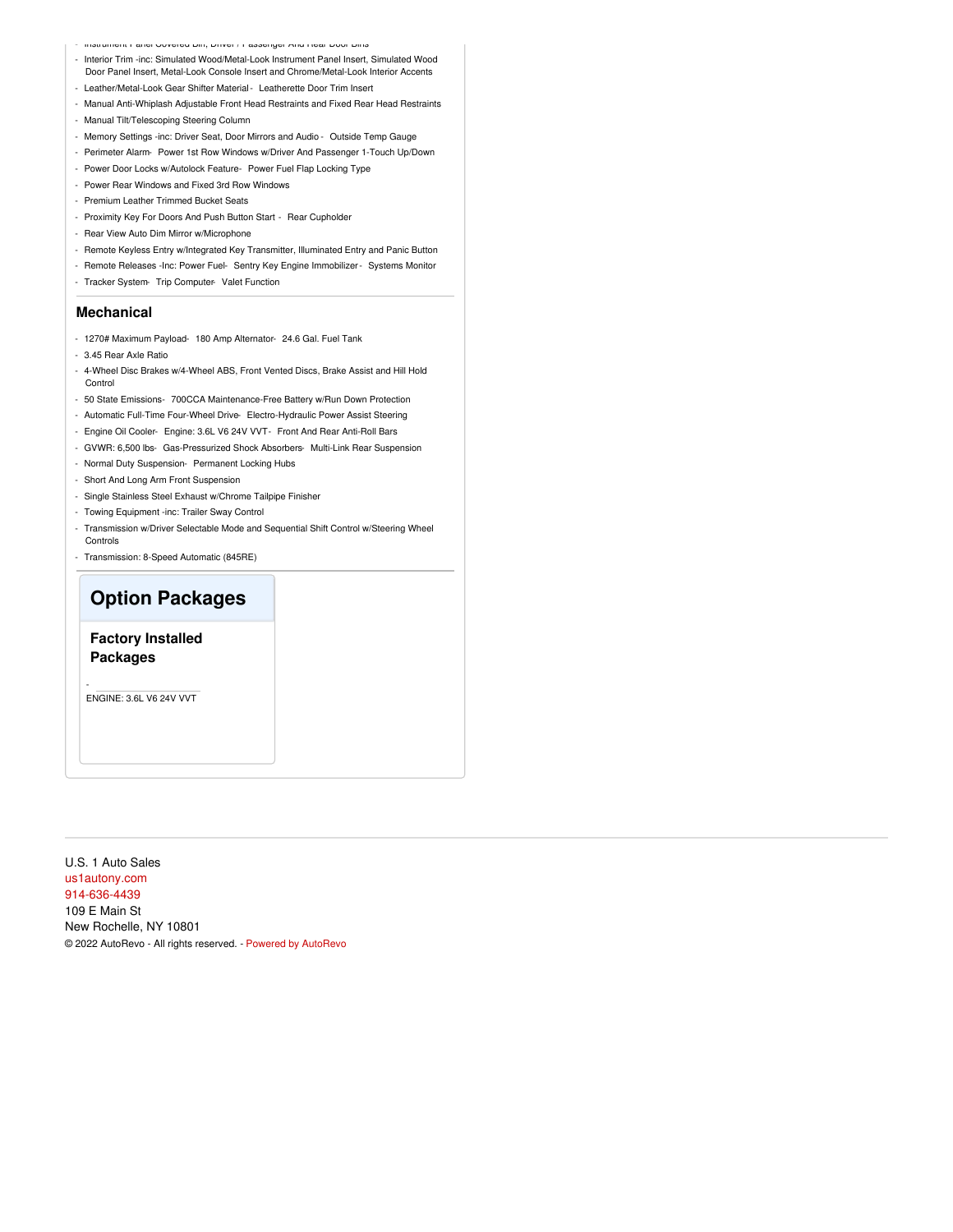- Instrument Panel Covered Bin, Driver / Passenger And Rear Door Bins
- Interior Trim -inc: Simulated Wood/Metal-Look Instrument Panel Insert, Simulated Wood Door Panel Insert, Metal-Look Console Insert and Chrome/Metal-Look Interior Accents
- Leather/Metal-Look Gear Shifter Material - Leatherette Door Trim Insert
- Manual Anti-Whiplash Adjustable Front Head Restraints and Fixed Rear Head Restraints
- Manual Tilt/Telescoping Steering Column
- Memory Settings -inc: Driver Seat, Door Mirrors and Audio - Outside Temp Gauge
- Perimeter Alarm- Power 1st Row Windows w/Driver And Passenger 1-Touch Up/Down
- Power Door Locks w/Autolock Feature- Power Fuel Flap Locking Type
- Power Rear Windows and Fixed 3rd Row Windows
- Premium Leather Trimmed Bucket Seats
- Proximity Key For Doors And Push Button Start - Rear Cupholder
- Rear View Auto Dim Mirror w/Microphone
- Remote Keyless Entry w/Integrated Key Transmitter, Illuminated Entry and Panic Button
- Remote Releases -Inc: Power Fuel- Sentry Key Engine Immobilizer - Systems Monitor
- Tracker System- Trip Computer- Valet Function

## Mechanical

- 1270# Maximum Payload- 180 Amp Alternator- 24.6 Gal. Fuel Tank
- 3.45 Rear Axle Ratio
- 4-Wheel Disc Brakes w/4-Wheel ABS, Front Vented Discs, Brake Assist and Hill Hold Control
- 50 State Emissions- 700CCA Maintenance-Free Battery w/Run Down Protection
- Automatic Full-Time Four-Wheel Drive- Electro-Hydraulic Power Assist Steering
- Engine Oil Cooler- Engine: 3.6L V6 24V VVT- Front And Rear Anti-Roll Bars
- GVWR: 6,500 lbs- Gas-Pressurized Shock Absorbers- Multi-Link Rear Suspension
- Normal Duty Suspension- Permanent Locking Hubs
- Short And Long Arm Front Suspension
- Single Stainless Steel Exhaust w/Chrome Tailpipe Finisher
- Towing Equipment -inc: Trailer Sway Control
- Transmission w/Driver Selectable Mode and Sequential Shift Control w/Steering Wheel Controls
- Transmission: 8-Speed Automatic (845RE)

# Option Packages

### Factory Installed Packages

-

ENGINE: 3.6L V6 24V VVT

U.S. 1 Auto Sales
us1autony.com
914-636-4439
109 E Main St
New Rochelle, NY 10801
© 2022 AutoRevo - All rights reserved. - Powered by AutoRevo